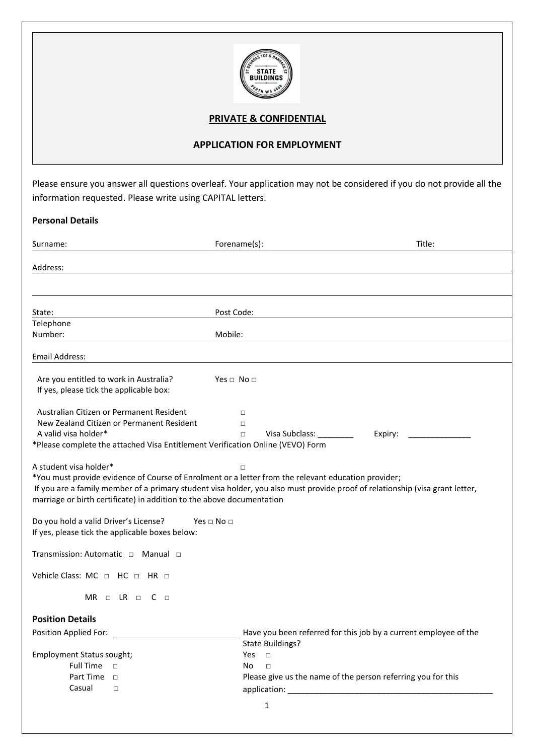**PRIVATE & CONFIDENTIAL**

**APPLICATION FOR EMPLOYMENT**

Please ensure you answer all questions overleaf. Your application may not be considered if you do not provide all the information requested. Please write using CAPITAL letters.

**Personal Details**

Surname: Forename(s): Title:

Address:

State: Post Code:

Telephone Number: Mobile:

Email Address:

Are you entitled to work in Australia? Yes □ No □

If yes, please tick the applicable box:

Australian Citizen or Permanent Resident □

New Zealand Citizen or Permanent Resident □

A valid visa holder* □ Visa Subclass: ________ Expiry: ______________

*Please complete the attached Visa Entitlement Verification Online (VEVO) Form

A student visa holder* □

*You must provide evidence of Course of Enrolment or a letter from the relevant education provider;
If you are a family member of a primary student visa holder, you also must provide proof of relationship (visa grant letter, marriage or birth certificate) in addition to the above documentation

Do you hold a valid Driver's License? Yes □ No □

If yes, please tick the applicable boxes below:

Transmission: Automatic □ Manual □

Vehicle Class: MC □ HC □ HR □

MR □ LR □ C □

**Position Details**

Position Applied For: ____________________________

Employment Status sought;

- Full Time □
- Part Time □
- Casual □

Have you been referred for this job by a current employee of the State Buildings?

Yes □

No □

Please give us the name of the person referring you for this application: _______________________________________________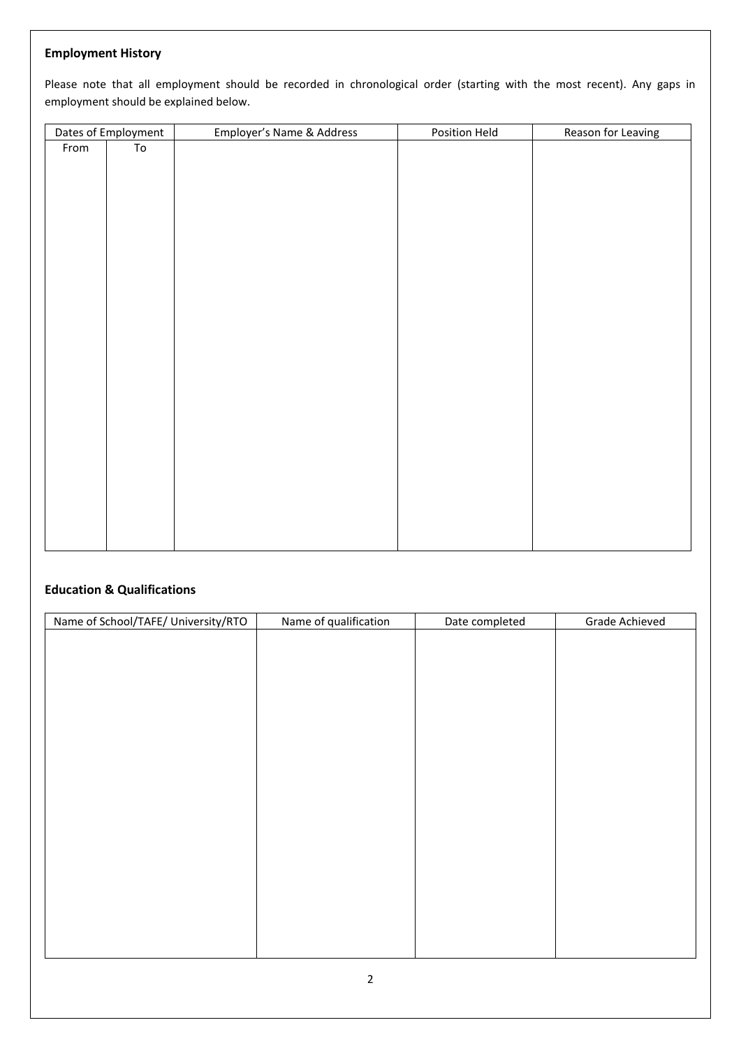## Employment History

Please note that all employment should be recorded in chronological order (starting with the most recent). Any gaps in employment should be explained below.

| Dates of Employment | | Employer's Name & Address | Position Held | Reason for Leaving |
|---|---|---|---|---|
| From | To | | | |
| | | | | |

## Education & Qualifications

| Name of School/TAFE/ University/RTO | Name of qualification | Date completed | Grade Achieved |
|---|---|---|---|
| | | | |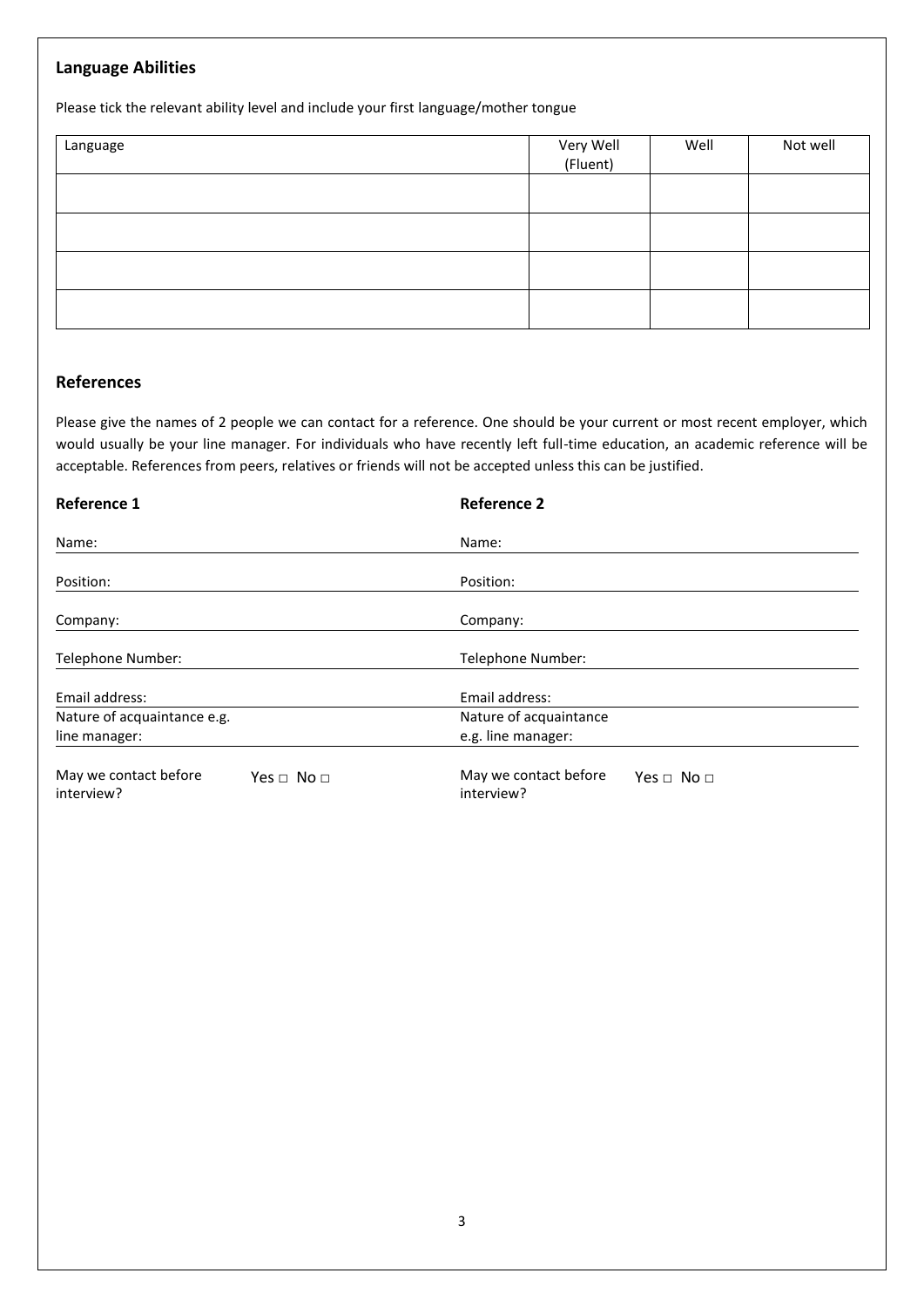## Language Abilities

Please tick the relevant ability level and include your first language/mother tongue

| Language | Very Well (Fluent) | Well | Not well |
| --- | --- | --- | --- |
| | | | |
| | | | |
| | | | |
| | | | |

## References

Please give the names of 2 people we can contact for a reference. One should be your current or most recent employer, which would usually be your line manager. For individuals who have recently left full-time education, an academic reference will be acceptable. References from peers, relatives or friends will not be accepted unless this can be justified.

**Reference 1**

Name:

Position:

Company:

Telephone Number:

Email address:

Nature of acquaintance e.g. line manager:

May we contact before interview? Yes □ No □

**Reference 2**

Name:

Position:

Company:

Telephone Number:

Email address:

Nature of acquaintance e.g. line manager:

May we contact before interview? Yes □ No □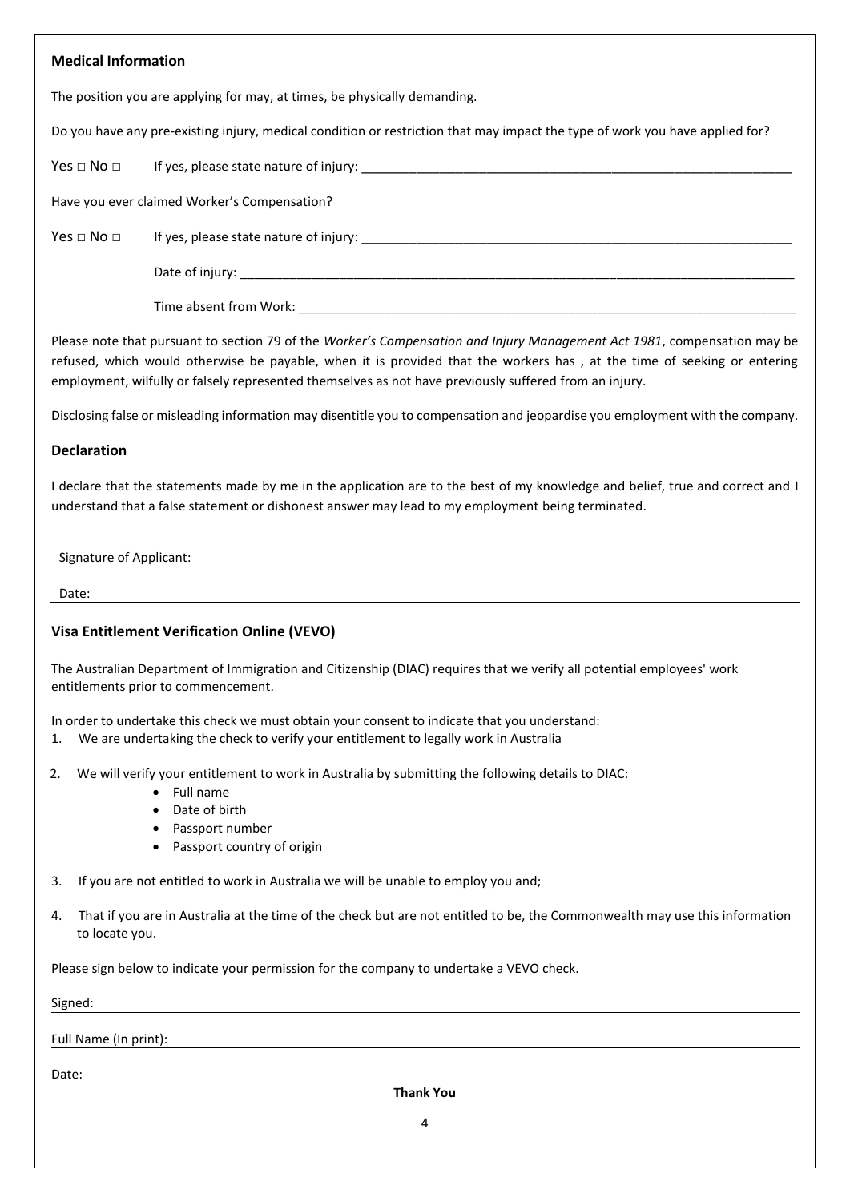## Medical Information

The position you are applying for may, at times, be physically demanding.

Do you have any pre-existing injury, medical condition or restriction that may impact the type of work you have applied for?

Yes □ No □ If yes, please state nature of injury: ______________________________________________

Have you ever claimed Worker's Compensation?

Yes □ No □ If yes, please state nature of injury: ______________________________________________

Date of injury: ______________________________________________

Time absent from Work: ______________________________________________

Please note that pursuant to section 79 of the *Worker's Compensation and Injury Management Act 1981*, compensation may be refused, which would otherwise be payable, when it is provided that the workers has , at the time of seeking or entering employment, wilfully or falsely represented themselves as not have previously suffered from an injury.

Disclosing false or misleading information may disentitle you to compensation and jeopardise you employment with the company.

## Declaration

I declare that the statements made by me in the application are to the best of my knowledge and belief, true and correct and I understand that a false statement or dishonest answer may lead to my employment being terminated.

Signature of Applicant: ______________________________________________

Date: ______________________________________________

## Visa Entitlement Verification Online (VEVO)

The Australian Department of Immigration and Citizenship (DIAC) requires that we verify all potential employees' work entitlements prior to commencement.

In order to undertake this check we must obtain your consent to indicate that you understand:

1. We are undertaking the check to verify your entitlement to legally work in Australia
2. We will verify your entitlement to work in Australia by submitting the following details to DIAC:
   - Full name
   - Date of birth
   - Passport number
   - Passport country of origin
3. If you are not entitled to work in Australia we will be unable to employ you and;
4. That if you are in Australia at the time of the check but are not entitled to be, the Commonwealth may use this information to locate you.

Please sign below to indicate your permission for the company to undertake a VEVO check.

Signed: ______________________________________________

Full Name (In print): ______________________________________________

Date: ______________________________________________

**Thank You**